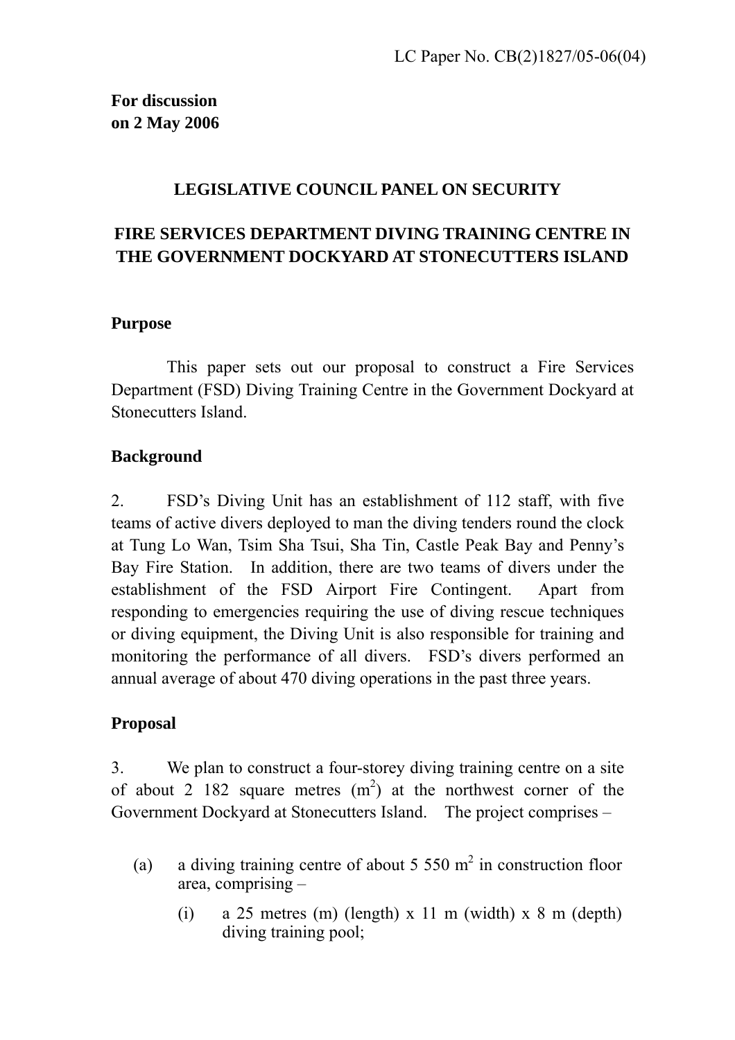LC Paper No. CB(2)1827/05-06(04)

**For discussion**
**on 2 May 2006**

## LEGISLATIVE COUNCIL PANEL ON SECURITY

## FIRE SERVICES DEPARTMENT DIVING TRAINING CENTRE IN THE GOVERNMENT DOCKYARD AT STONECUTTERS ISLAND

### Purpose

This paper sets out our proposal to construct a Fire Services Department (FSD) Diving Training Centre in the Government Dockyard at Stonecutters Island.

### Background

2. FSD's Diving Unit has an establishment of 112 staff, with five teams of active divers deployed to man the diving tenders round the clock at Tung Lo Wan, Tsim Sha Tsui, Sha Tin, Castle Peak Bay and Penny's Bay Fire Station. In addition, there are two teams of divers under the establishment of the FSD Airport Fire Contingent. Apart from responding to emergencies requiring the use of diving rescue techniques or diving equipment, the Diving Unit is also responsible for training and monitoring the performance of all divers. FSD's divers performed an annual average of about 470 diving operations in the past three years.

### Proposal

3. We plan to construct a four-storey diving training centre on a site of about 2 182 square metres ($m^2$) at the northwest corner of the Government Dockyard at Stonecutters Island. The project comprises –

(a) a diving training centre of about 5 550 $m^2$ in construction floor area, comprising –

   (i) a 25 metres (m) (length) x 11 m (width) x 8 m (depth) diving training pool;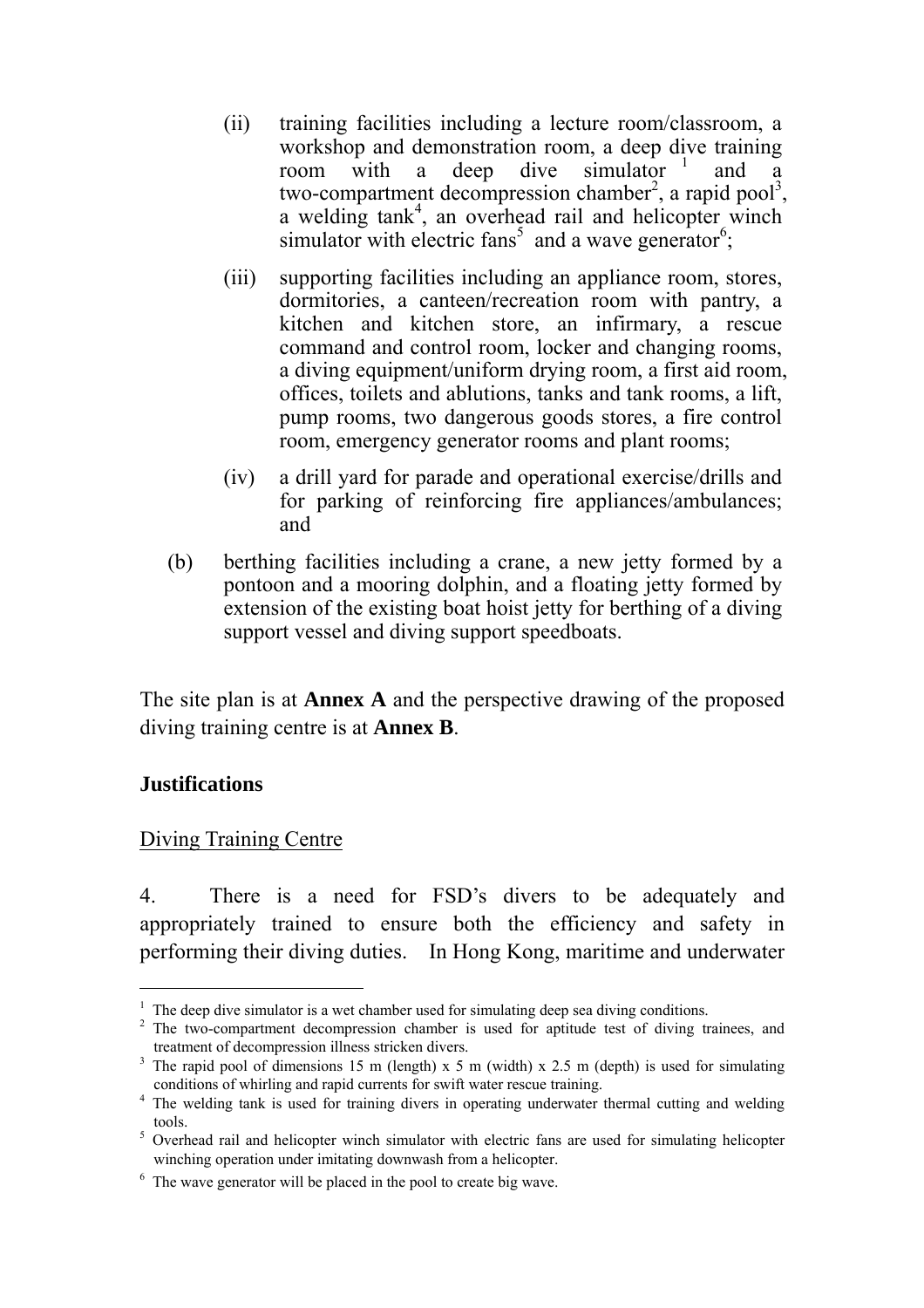(ii) training facilities including a lecture room/classroom, a workshop and demonstration room, a deep dive training room with a deep dive simulator [1] and a two-compartment decompression chamber[2], a rapid pool[3], a welding tank[4], an overhead rail and helicopter winch simulator with electric fans[5] and a wave generator[6];

(iii) supporting facilities including an appliance room, stores, dormitories, a canteen/recreation room with pantry, a kitchen and kitchen store, an infirmary, a rescue command and control room, locker and changing rooms, a diving equipment/uniform drying room, a first aid room, offices, toilets and ablutions, tanks and tank rooms, a lift, pump rooms, two dangerous goods stores, a fire control room, emergency generator rooms and plant rooms;

(iv) a drill yard for parade and operational exercise/drills and for parking of reinforcing fire appliances/ambulances; and

(b) berthing facilities including a crane, a new jetty formed by a pontoon and a mooring dolphin, and a floating jetty formed by extension of the existing boat hoist jetty for berthing of a diving support vessel and diving support speedboats.

The site plan is at **Annex A** and the perspective drawing of the proposed diving training centre is at **Annex B**.

## Justifications

Diving Training Centre

4. There is a need for FSD's divers to be adequately and appropriately trained to ensure both the efficiency and safety in performing their diving duties. In Hong Kong, maritime and underwater

---

[1] The deep dive simulator is a wet chamber used for simulating deep sea diving conditions.

[2] The two-compartment decompression chamber is used for aptitude test of diving trainees, and treatment of decompression illness stricken divers.

[3] The rapid pool of dimensions 15 m (length) x 5 m (width) x 2.5 m (depth) is used for simulating conditions of whirling and rapid currents for swift water rescue training.

[4] The welding tank is used for training divers in operating underwater thermal cutting and welding tools.

[5] Overhead rail and helicopter winch simulator with electric fans are used for simulating helicopter winching operation under imitating downwash from a helicopter.

[6] The wave generator will be placed in the pool to create big wave.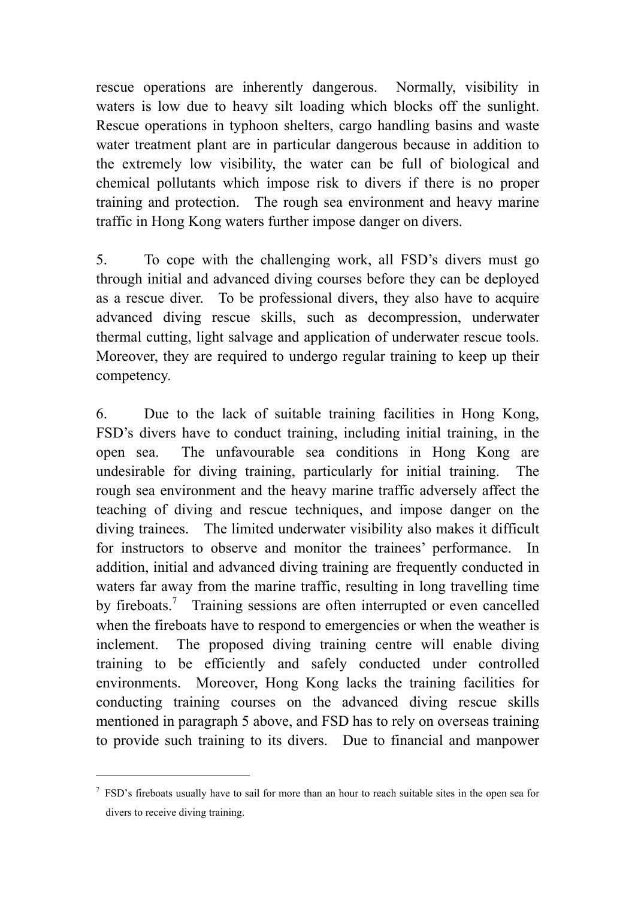rescue operations are inherently dangerous. Normally, visibility in waters is low due to heavy silt loading which blocks off the sunlight. Rescue operations in typhoon shelters, cargo handling basins and waste water treatment plant are in particular dangerous because in addition to the extremely low visibility, the water can be full of biological and chemical pollutants which impose risk to divers if there is no proper training and protection. The rough sea environment and heavy marine traffic in Hong Kong waters further impose danger on divers.

5. To cope with the challenging work, all FSD's divers must go through initial and advanced diving courses before they can be deployed as a rescue diver. To be professional divers, they also have to acquire advanced diving rescue skills, such as decompression, underwater thermal cutting, light salvage and application of underwater rescue tools. Moreover, they are required to undergo regular training to keep up their competency.

6. Due to the lack of suitable training facilities in Hong Kong, FSD's divers have to conduct training, including initial training, in the open sea. The unfavourable sea conditions in Hong Kong are undesirable for diving training, particularly for initial training. The rough sea environment and the heavy marine traffic adversely affect the teaching of diving and rescue techniques, and impose danger on the diving trainees. The limited underwater visibility also makes it difficult for instructors to observe and monitor the trainees' performance. In addition, initial and advanced diving training are frequently conducted in waters far away from the marine traffic, resulting in long travelling time by fireboats.[7] Training sessions are often interrupted or even cancelled when the fireboats have to respond to emergencies or when the weather is inclement. The proposed diving training centre will enable diving training to be efficiently and safely conducted under controlled environments. Moreover, Hong Kong lacks the training facilities for conducting training courses on the advanced diving rescue skills mentioned in paragraph 5 above, and FSD has to rely on overseas training to provide such training to its divers. Due to financial and manpower

---

[7] FSD's fireboats usually have to sail for more than an hour to reach suitable sites in the open sea for divers to receive diving training.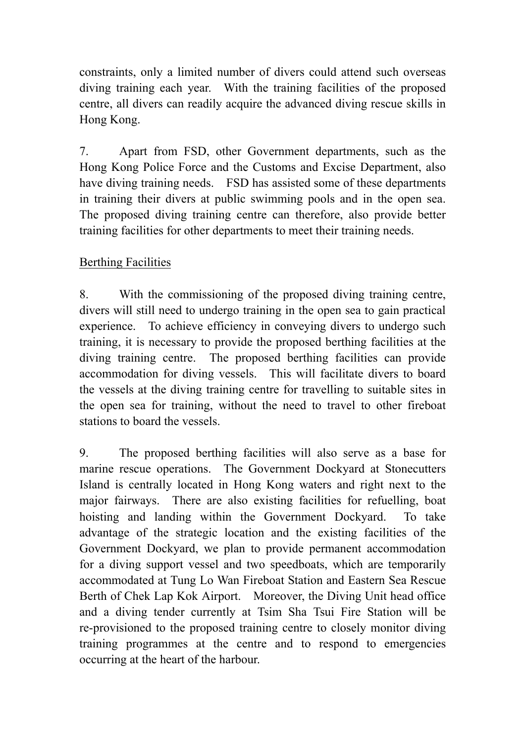constraints, only a limited number of divers could attend such overseas diving training each year. With the training facilities of the proposed centre, all divers can readily acquire the advanced diving rescue skills in Hong Kong.

7. Apart from FSD, other Government departments, such as the Hong Kong Police Force and the Customs and Excise Department, also have diving training needs. FSD has assisted some of these departments in training their divers at public swimming pools and in the open sea. The proposed diving training centre can therefore, also provide better training facilities for other departments to meet their training needs.

<u>Berthing Facilities</u>

8. With the commissioning of the proposed diving training centre, divers will still need to undergo training in the open sea to gain practical experience. To achieve efficiency in conveying divers to undergo such training, it is necessary to provide the proposed berthing facilities at the diving training centre. The proposed berthing facilities can provide accommodation for diving vessels. This will facilitate divers to board the vessels at the diving training centre for travelling to suitable sites in the open sea for training, without the need to travel to other fireboat stations to board the vessels.

9. The proposed berthing facilities will also serve as a base for marine rescue operations. The Government Dockyard at Stonecutters Island is centrally located in Hong Kong waters and right next to the major fairways. There are also existing facilities for refuelling, boat hoisting and landing within the Government Dockyard. To take advantage of the strategic location and the existing facilities of the Government Dockyard, we plan to provide permanent accommodation for a diving support vessel and two speedboats, which are temporarily accommodated at Tung Lo Wan Fireboat Station and Eastern Sea Rescue Berth of Chek Lap Kok Airport. Moreover, the Diving Unit head office and a diving tender currently at Tsim Sha Tsui Fire Station will be re-provisioned to the proposed training centre to closely monitor diving training programmes at the centre and to respond to emergencies occurring at the heart of the harbour.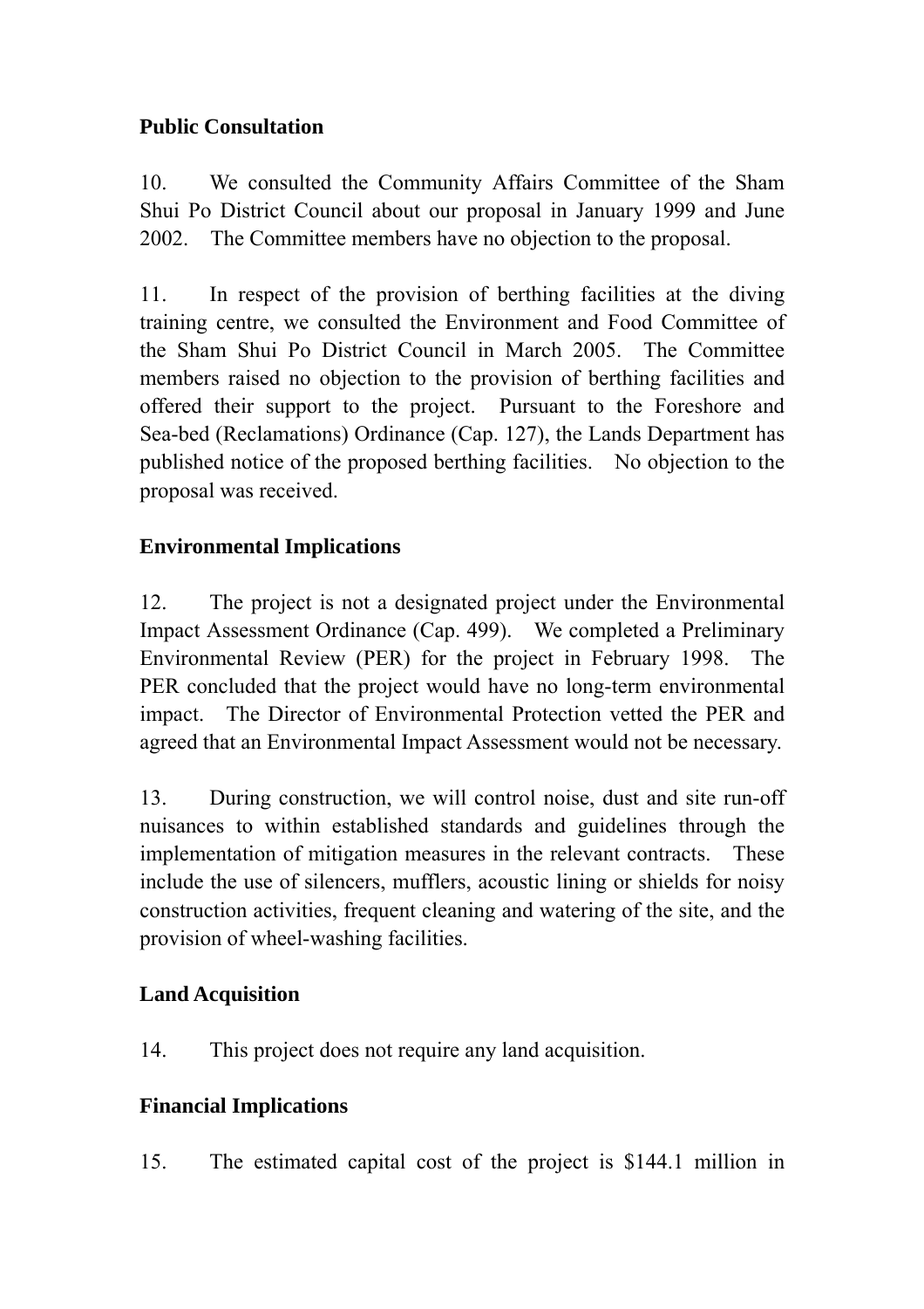**Public Consultation**

10. We consulted the Community Affairs Committee of the Sham Shui Po District Council about our proposal in January 1999 and June 2002. The Committee members have no objection to the proposal.

11. In respect of the provision of berthing facilities at the diving training centre, we consulted the Environment and Food Committee of the Sham Shui Po District Council in March 2005. The Committee members raised no objection to the provision of berthing facilities and offered their support to the project. Pursuant to the Foreshore and Sea-bed (Reclamations) Ordinance (Cap. 127), the Lands Department has published notice of the proposed berthing facilities. No objection to the proposal was received.

**Environmental Implications**

12. The project is not a designated project under the Environmental Impact Assessment Ordinance (Cap. 499). We completed a Preliminary Environmental Review (PER) for the project in February 1998. The PER concluded that the project would have no long-term environmental impact. The Director of Environmental Protection vetted the PER and agreed that an Environmental Impact Assessment would not be necessary.

13. During construction, we will control noise, dust and site run-off nuisances to within established standards and guidelines through the implementation of mitigation measures in the relevant contracts. These include the use of silencers, mufflers, acoustic lining or shields for noisy construction activities, frequent cleaning and watering of the site, and the provision of wheel-washing facilities.

**Land Acquisition**

14. This project does not require any land acquisition.

**Financial Implications**

15. The estimated capital cost of the project is $144.1 million in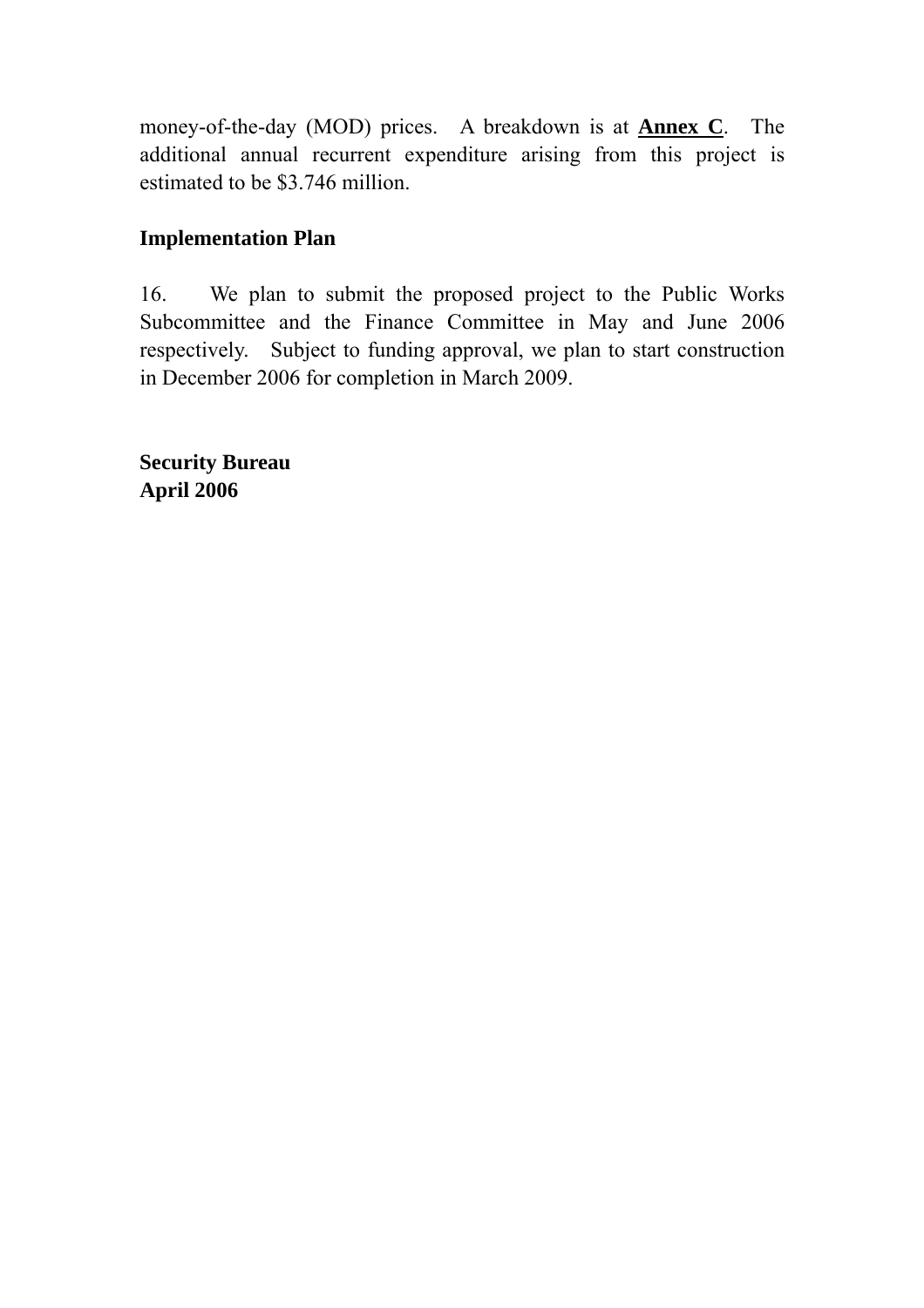money-of-the-day (MOD) prices. A breakdown is at **Annex C**. The additional annual recurrent expenditure arising from this project is estimated to be $3.746 million.

**Implementation Plan**

16. We plan to submit the proposed project to the Public Works Subcommittee and the Finance Committee in May and June 2006 respectively. Subject to funding approval, we plan to start construction in December 2006 for completion in March 2009.

**Security Bureau**
**April 2006**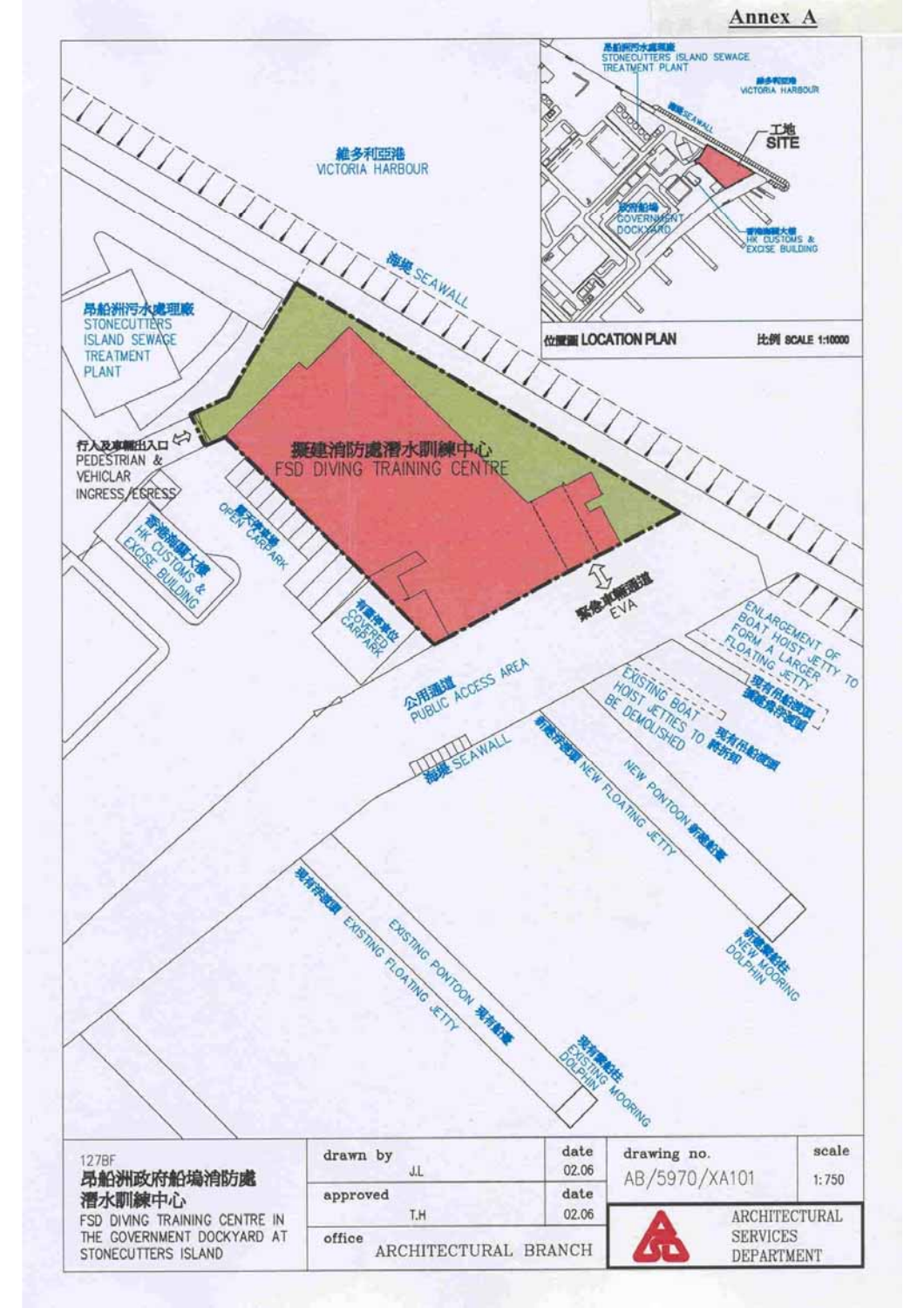**Annex A**

維多利亞港
VICTORIA HARBOUR

海堤 SEAWALL

昂船洲污水處理廠
STONECUTTERS ISLAND SEWAGE TREATMENT PLANT

行人及車輛出入口
PEDESTRIAN & VEHICLAR INGRESS/EGRESS

擬建消防處潛水訓練中心
FSD DIVING TRAINING CENTRE

香港海關大樓
HK CUSTOMS & EXCISE BUILDING

露天停車場
OPEN CARPARK

有蓋停車位
COVERED CARPARK

緊急車輛通道
EVA

公用通道
PUBLIC ACCESS AREA

海堤 SEAWALL

ENLARGEMENT OF BOAT HOIST JETTY TO FORM A LARGER FLOATING JETTY
現有吊船浮躉 擴建為浮躉碼頭

EXISTING BOAT HOIST JETTIES TO BE DEMOLISHED
現有吊船浮躉 將拆卸

新建浮躉碼頭 NEW FLOATING JETTY

NEW PONTOON 新建躉船

新建繫船柱
NEW MOORING DOLPHIN

現有浮躉碼頭 EXISTING FLOATING JETTY

EXISTING PONTOON 現有躉船

現有繫船柱
EXISTING MOORING DOLPHIN

位置圖 LOCATION PLAN — 比例 SCALE 1:10000

昂船洲污水處理廠 STONECUTTERS ISLAND SEWAGE TREATMENT PLANT
維多利亞港 VICTORIA HARBOUR
海堤 SEAWALL
工地 SITE
政府船塢 GOVERNMENT DOCKYARD
香港海關大樓 HK CUSTOMS & EXCISE BUILDING

| 127BF 昂船洲政府船塢消防處潛水訓練中心 FSD DIVING TRAINING CENTRE IN THE GOVERNMENT DOCKYARD AT STONECUTTERS ISLAND | drawn by J.L | date 02.06 | drawing no. AB/5970/XA101 | scale 1:750 |
|---|---|---|---|---|
| | approved T.H | date 02.06 | ARCHITECTURAL SERVICES DEPARTMENT | |
| | office ARCHITECTURAL BRANCH | | | |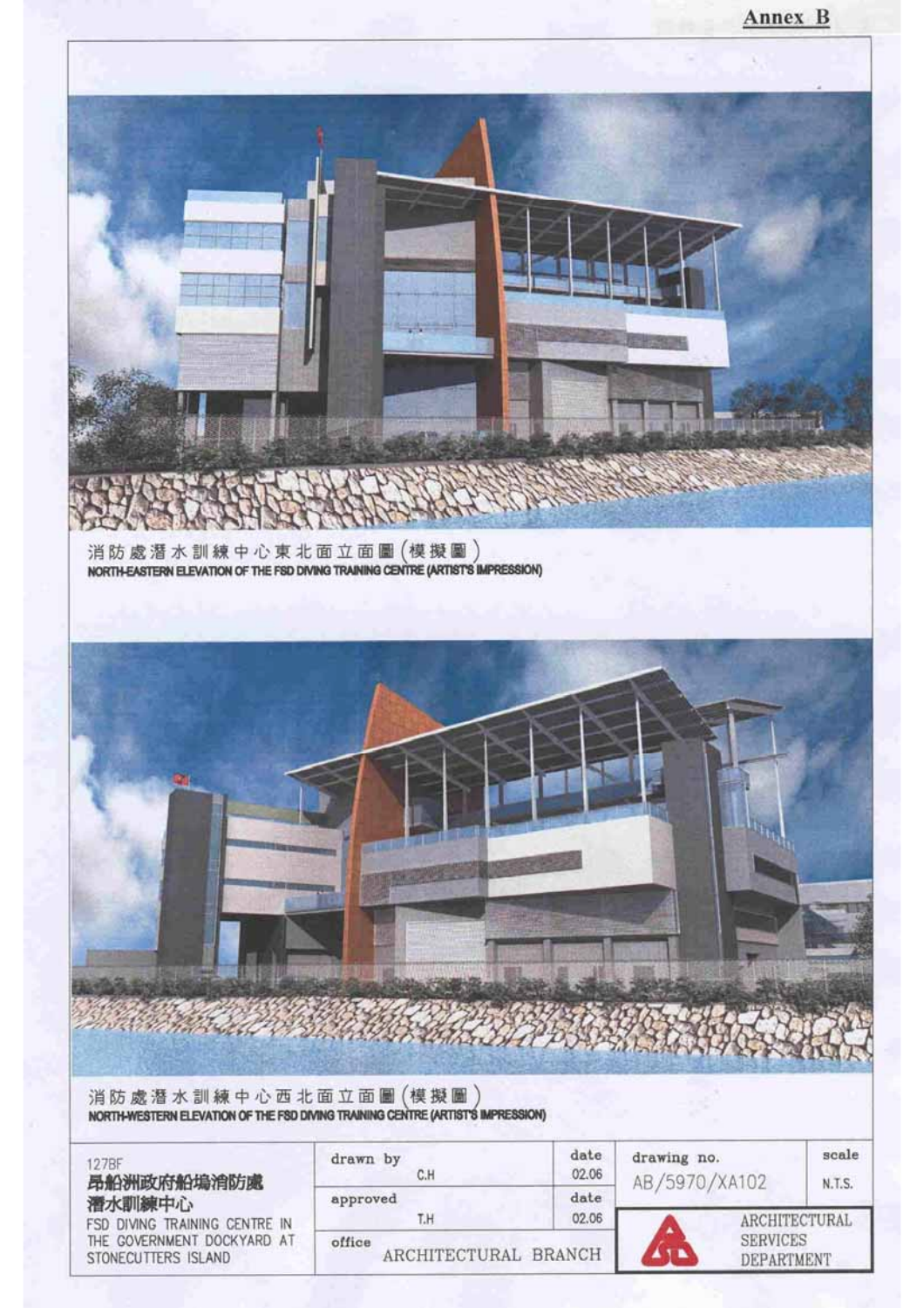**Annex B**

消防處潛水訓練中心東北面立面圖(模擬圖)
NORTH-EASTERN ELEVATION OF THE FSD DIVING TRAINING CENTRE (ARTIST'S IMPRESSION)

消防處潛水訓練中心西北面立面圖(模擬圖)
NORTH-WESTERN ELEVATION OF THE FSD DIVING TRAINING CENTRE (ARTIST'S IMPRESSION)

| 127BF<br>昂船洲政府船塢消防處潛水訓練中心<br>FSD DIVING TRAINING CENTRE IN THE GOVERNMENT DOCKYARD AT STONECUTTERS ISLAND | drawn by C.H | date 02.06 | drawing no. AB/5970/XA102 | scale N.T.S. |
|---|---|---|---|---|
| | approved T.H | date 02.06 | ARCHITECTURAL SERVICES DEPARTMENT | |
| | office ARCHITECTURAL BRANCH | | | |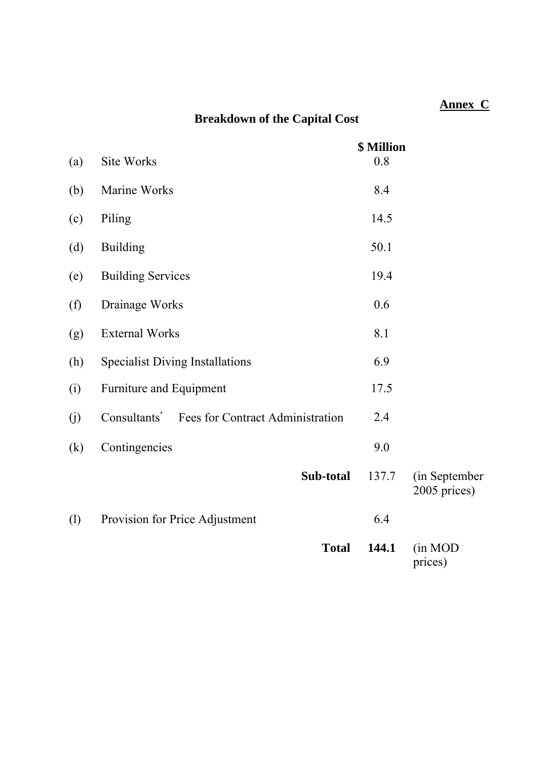**Annex C**

## Breakdown of the Capital Cost

| | | $ Million | |
|---|---|---|---|
| (a) | Site Works | 0.8 | |
| (b) | Marine Works | 8.4 | |
| (c) | Piling | 14.5 | |
| (d) | Building | 50.1 | |
| (e) | Building Services | 19.4 | |
| (f) | Drainage Works | 0.6 | |
| (g) | External Works | 8.1 | |
| (h) | Specialist Diving Installations | 6.9 | |
| (i) | Furniture and Equipment | 17.5 | |
| (j) | Consultants' Fees for Contract Administration | 2.4 | |
| (k) | Contingencies | 9.0 | |
| | **Sub-total** | 137.7 | (in September 2005 prices) |
| (l) | Provision for Price Adjustment | 6.4 | |
| | **Total** | **144.1** | (in MOD prices) |